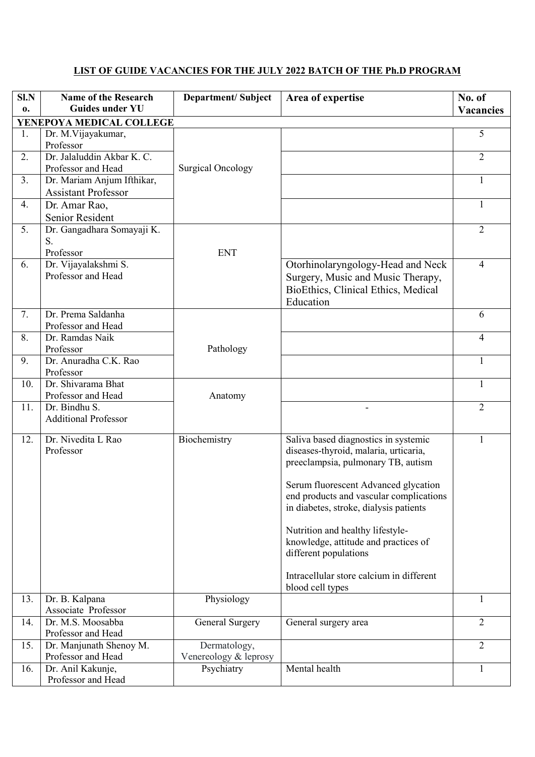**LIST OF GUIDE VACANCIES FOR THE JULY 2022 BATCH OF THE Ph.D PROGRAM**

| Sl.No. | Name of the Research Guides under YU | Department/ Subject | Area of expertise | No. of Vacancies |
|---|---|---|---|---|
| **YENEPOYA MEDICAL COLLEGE** | | | | |
| 1. | Dr. M.Vijayakumar, Professor | Surgical Oncology | | 5 |
| 2. | Dr. Jalaluddin Akbar K. C. Professor and Head | | | 2 |
| 3. | Dr. Mariam Anjum Ifthikar, Assistant Professor | | | 1 |
| 4. | Dr. Amar Rao, Senior Resident | | | 1 |
| 5. | Dr. Gangadhara Somayaji K. S. Professor | ENT | | 2 |
| 6. | Dr. Vijayalakshmi S. Professor and Head | | Otorhinolaryngology-Head and Neck Surgery, Music and Music Therapy, BioEthics, Clinical Ethics, Medical Education | 4 |
| 7. | Dr. Prema Saldanha Professor and Head | Pathology | | 6 |
| 8. | Dr. Ramdas Naik Professor | | | 4 |
| 9. | Dr. Anuradha C.K. Rao Professor | | | 1 |
| 10. | Dr. Shivarama Bhat Professor and Head | Anatomy | | 1 |
| 11. | Dr. Bindhu S. Additional Professor | | - | 2 |
| 12. | Dr. Nivedita L Rao Professor | Biochemistry | Saliva based diagnostics in systemic diseases-thyroid, malaria, urticaria, preeclampsia, pulmonary TB, autism<br><br>Serum fluorescent Advanced glycation end products and vascular complications in diabetes, stroke, dialysis patients<br><br>Nutrition and healthy lifestyle-knowledge, attitude and practices of different populations<br><br>Intracellular store calcium in different blood cell types | 1 |
| 13. | Dr. B. Kalpana Associate Professor | Physiology | | 1 |
| 14. | Dr. M.S. Moosabba Professor and Head | General Surgery | General surgery area | 2 |
| 15. | Dr. Manjunath Shenoy M. Professor and Head | Dermatology, Venereology & leprosy | | 2 |
| 16. | Dr. Anil Kakunje, Professor and Head | Psychiatry | Mental health | 1 |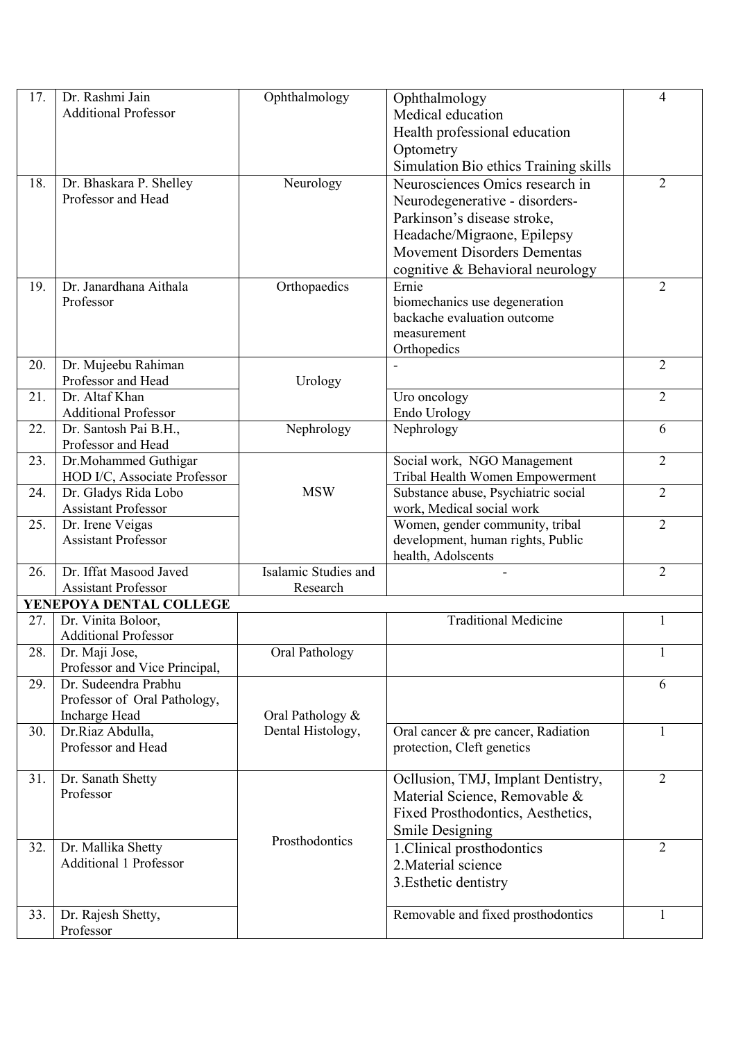| 17. | Dr. Rashmi Jain<br>Additional Professor | Ophthalmology | Ophthalmology<br>Medical education<br>Health professional education<br>Optometry<br>Simulation Bio ethics Training skills | 4 |
|---|---|---|---|---|
| 18. | Dr. Bhaskara P. Shelley<br>Professor and Head | Neurology | Neurosciences Omics research in Neurodegenerative - disorders-Parkinson's disease stroke, Headache/Migraone, Epilepsy Movement Disorders Dementas cognitive & Behavioral neurology | 2 |
| 19. | Dr. Janardhana Aithala<br>Professor | Orthopaedics | Ernie<br>biomechanics use degeneration backache evaluation outcome measurement<br>Orthopedics | 2 |
| 20. | Dr. Mujeebu Rahiman<br>Professor and Head | Urology | - | 2 |
| 21. | Dr. Altaf Khan<br>Additional Professor | | Uro oncology<br>Endo Urology | 2 |
| 22. | Dr. Santosh Pai B.H.,<br>Professor and Head | Nephrology | Nephrology | 6 |
| 23. | Dr.Mohammed Guthigar<br>HOD I/C, Associate Professor | MSW | Social work, NGO Management<br>Tribal Health Women Empowerment | 2 |
| 24. | Dr. Gladys Rida Lobo<br>Assistant Professor | | Substance abuse, Psychiatric social work, Medical social work | 2 |
| 25. | Dr. Irene Veigas<br>Assistant Professor | | Women, gender community, tribal development, human rights, Public health, Adolscents | 2 |
| 26. | Dr. Iffat Masood Javed<br>Assistant Professor | Isalamic Studies and Research | - | 2 |
| **YENEPOYA DENTAL COLLEGE** | | | | |
| 27. | Dr. Vinita Boloor,<br>Additional Professor | | Traditional Medicine | 1 |
| 28. | Dr. Maji Jose,<br>Professor and Vice Principal, | Oral Pathology | | 1 |
| 29. | Dr. Sudeendra Prabhu<br>Professor of Oral Pathology, Incharge Head | Oral Pathology & Dental Histology, | | 6 |
| 30. | Dr.Riaz Abdulla,<br>Professor and Head | | Oral cancer & pre cancer, Radiation protection, Cleft genetics | 1 |
| 31. | Dr. Sanath Shetty<br>Professor | Prosthodontics | Ocllusion, TMJ, Implant Dentistry, Material Science, Removable & Fixed Prosthodontics, Aesthetics, Smile Designing | 2 |
| 32. | Dr. Mallika Shetty<br>Additional 1 Professor | | 1.Clinical prosthodontics<br>2.Material science<br>3.Esthetic dentistry | 2 |
| 33. | Dr. Rajesh Shetty,<br>Professor | | Removable and fixed prosthodontics | 1 |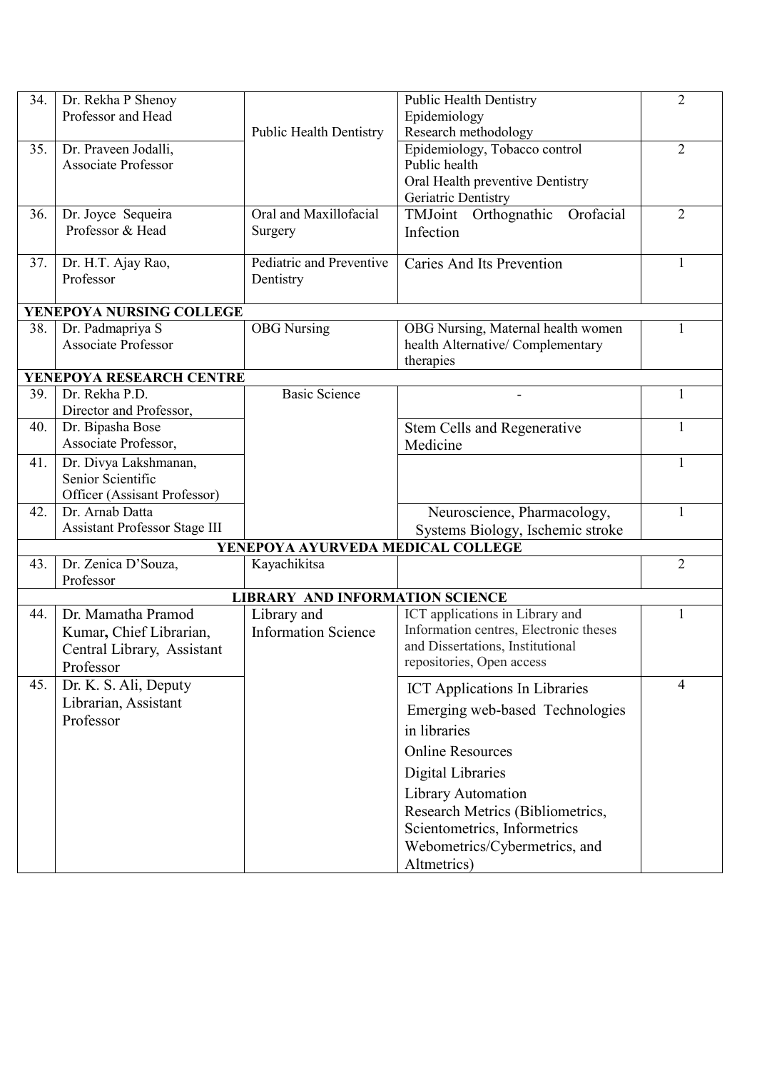| | | | | |
|---|---|---|---|---|
| 34. | Dr. Rekha P Shenoy<br>Professor and Head | Public Health Dentistry | Public Health Dentistry<br>Epidemiology<br>Research methodology | 2 |
| 35. | Dr. Praveen Jodalli,<br>Associate Professor | | Epidemiology, Tobacco control<br>Public health<br>Oral Health preventive Dentistry<br>Geriatric Dentistry | 2 |
| 36. | Dr. Joyce Sequeira<br>Professor & Head | Oral and Maxillofacial Surgery | TMJoint Orthognathic Orofacial Infection | 2 |
| 37. | Dr. H.T. Ajay Rao,<br>Professor | Pediatric and Preventive Dentistry | Caries And Its Prevention | 1 |
| **YENEPOYA NURSING COLLEGE** | | | | |
| 38. | Dr. Padmapriya S<br>Associate Professor | OBG Nursing | OBG Nursing, Maternal health women health Alternative/ Complementary therapies | 1 |
| **YENEPOYA RESEARCH CENTRE** | | | | |
| 39. | Dr. Rekha P.D.<br>Director and Professor, | Basic Science | - | 1 |
| 40. | Dr. Bipasha Bose<br>Associate Professor, | | Stem Cells and Regenerative Medicine | 1 |
| 41. | Dr. Divya Lakshmanan,<br>Senior Scientific Officer (Assisant Professor) | | | 1 |
| 42. | Dr. Arnab Datta<br>Assistant Professor Stage III | | Neuroscience, Pharmacology, Systems Biology, Ischemic stroke | 1 |
| **YENEPOYA AYURVEDA MEDICAL COLLEGE** | | | | |
| 43. | Dr. Zenica D'Souza,<br>Professor | Kayachikitsa | | 2 |
| **LIBRARY AND INFORMATION SCIENCE** | | | | |
| 44. | Dr. Mamatha Pramod Kumar, Chief Librarian, Central Library, Assistant Professor | Library and Information Science | ICT applications in Library and Information centres, Electronic theses and Dissertations, Institutional repositories, Open access | 1 |
| 45. | Dr. K. S. Ali, Deputy Librarian, Assistant Professor | | ICT Applications In Libraries<br>Emerging web-based Technologies in libraries<br>Online Resources<br>Digital Libraries<br>Library Automation<br>Research Metrics (Bibliometrics, Scientometrics, Informetrics Webometrics/Cybermetrics, and Altmetrics) | 4 |